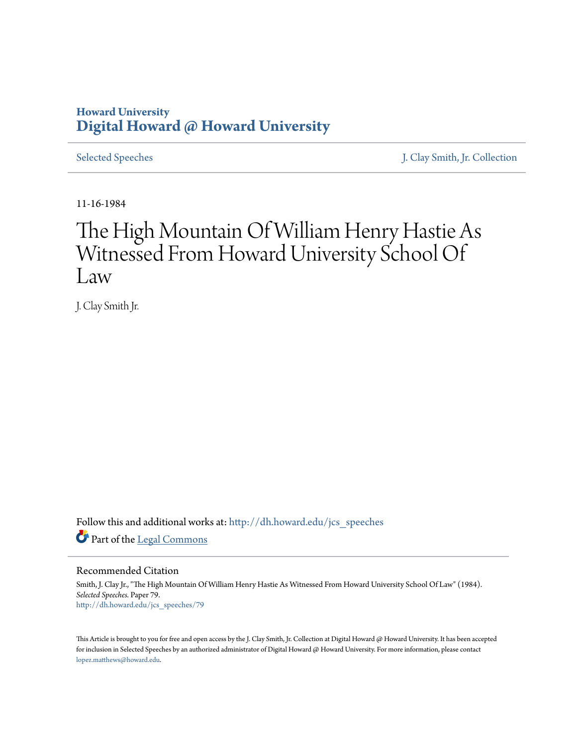Howard University
**Digital Howard @ Howard University**

Selected Speeches | J. Clay Smith, Jr. Collection

11-16-1984

# The High Mountain Of William Henry Hastie As Witnessed From Howard University School Of Law

J. Clay Smith Jr.

Follow this and additional works at: http://dh.howard.edu/jcs_speeches

Part of the Legal Commons

## Recommended Citation

Smith, J. Clay Jr., "The High Mountain Of William Henry Hastie As Witnessed From Howard University School Of Law" (1984). *Selected Speeches.* Paper 79.
http://dh.howard.edu/jcs_speeches/79

This Article is brought to you for free and open access by the J. Clay Smith, Jr. Collection at Digital Howard @ Howard University. It has been accepted for inclusion in Selected Speeches by an authorized administrator of Digital Howard @ Howard University. For more information, please contact lopez.matthews@howard.edu.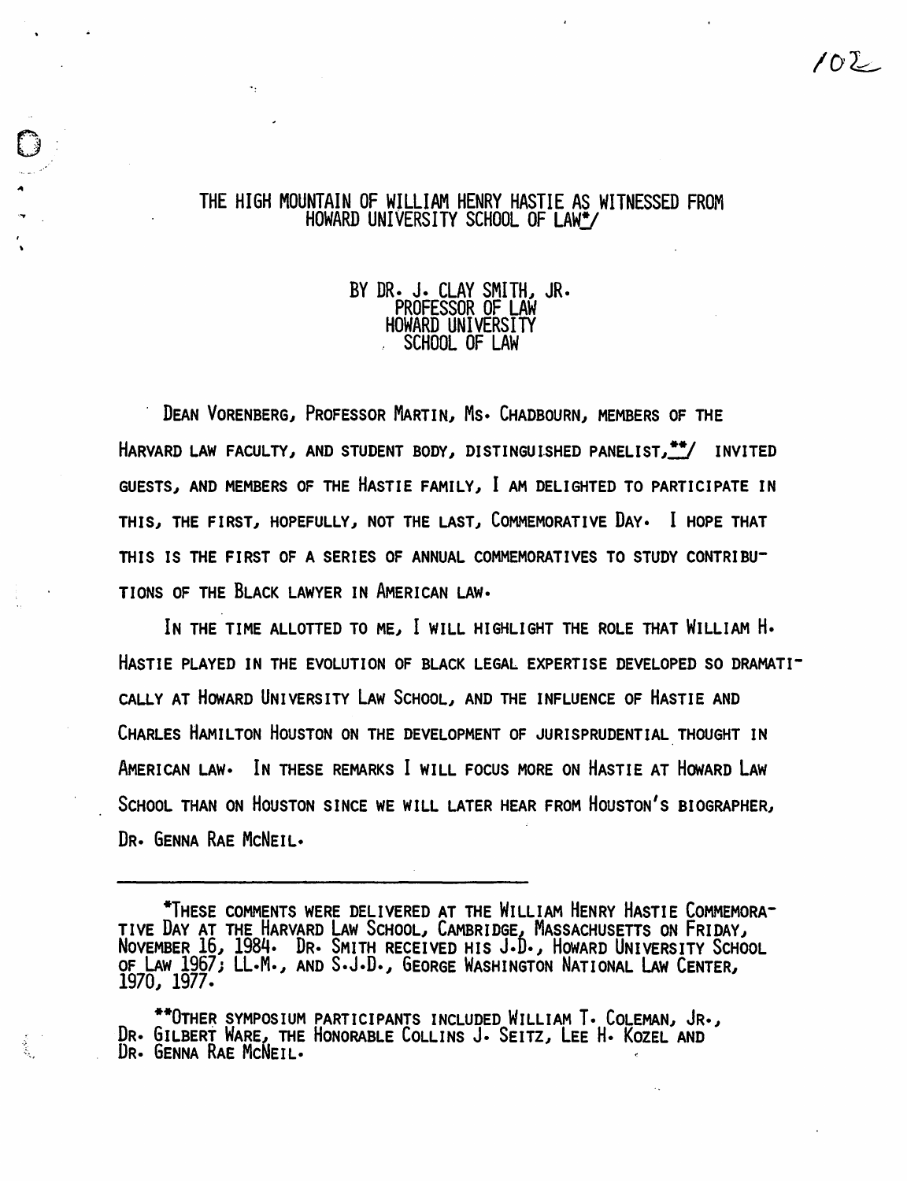# THE HIGH MOUNTAIN OF WILLIAM HENRY HASTIE AS WITNESSED FROM HOWARD UNIVERSITY SCHOOL OF LAW*/

BY DR. J. CLAY SMITH, JR.
PROFESSOR OF LAW
HOWARD UNIVERSITY
SCHOOL OF LAW

DEAN VORENBERG, PROFESSOR MARTIN, MS. CHADBOURN, MEMBERS OF THE HARVARD LAW FACULTY, AND STUDENT BODY, DISTINGUISHED PANELIST,**/ INVITED GUESTS, AND MEMBERS OF THE HASTIE FAMILY, I AM DELIGHTED TO PARTICIPATE IN THIS, THE FIRST, HOPEFULLY, NOT THE LAST, COMMEMORATIVE DAY. I HOPE THAT THIS IS THE FIRST OF A SERIES OF ANNUAL COMMEMORATIVES TO STUDY CONTRIBUTIONS OF THE BLACK LAWYER IN AMERICAN LAW.

IN THE TIME ALLOTTED TO ME, I WILL HIGHLIGHT THE ROLE THAT WILLIAM H. HASTIE PLAYED IN THE EVOLUTION OF BLACK LEGAL EXPERTISE DEVELOPED SO DRAMATICALLY AT HOWARD UNIVERSITY LAW SCHOOL, AND THE INFLUENCE OF HASTIE AND CHARLES HAMILTON HOUSTON ON THE DEVELOPMENT OF JURISPRUDENTIAL THOUGHT IN AMERICAN LAW. IN THESE REMARKS I WILL FOCUS MORE ON HASTIE AT HOWARD LAW SCHOOL THAN ON HOUSTON SINCE WE WILL LATER HEAR FROM HOUSTON'S BIOGRAPHER, DR. GENNA RAE MCNEIL.

---

*THESE COMMENTS WERE DELIVERED AT THE WILLIAM HENRY HASTIE COMMEMORATIVE DAY AT THE HARVARD LAW SCHOOL, CAMBRIDGE, MASSACHUSETTS ON FRIDAY, NOVEMBER 16, 1984. DR. SMITH RECEIVED HIS J.D., HOWARD UNIVERSITY SCHOOL OF LAW 1967; LL.M., AND S.J.D., GEORGE WASHINGTON NATIONAL LAW CENTER, 1970, 1977.

**OTHER SYMPOSIUM PARTICIPANTS INCLUDED WILLIAM T. COLEMAN, JR., DR. GILBERT WARE, THE HONORABLE COLLINS J. SEITZ, LEE H. KOZEL AND DR. GENNA RAE MCNEIL.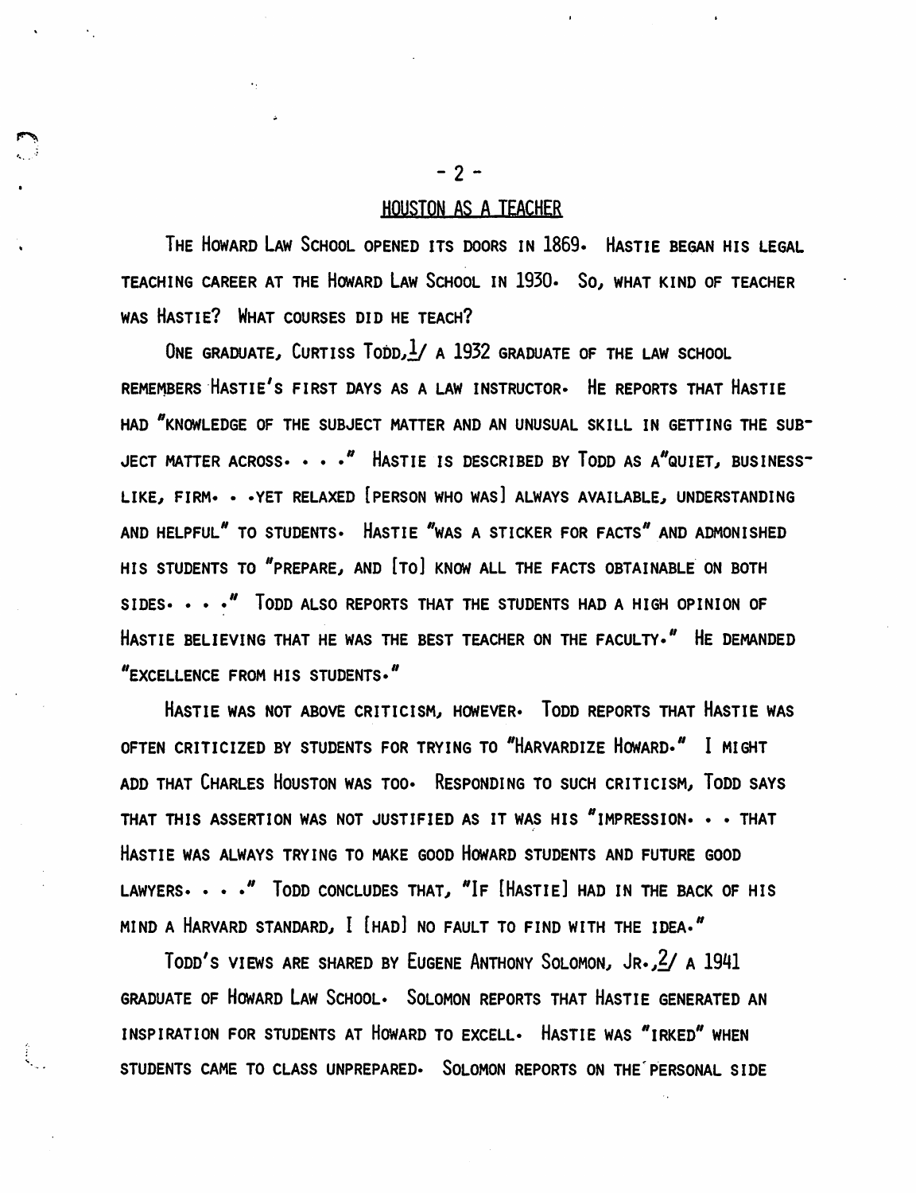## HOUSTON AS A TEACHER

THE HOWARD LAW SCHOOL OPENED ITS DOORS IN 1869. HASTIE BEGAN HIS LEGAL TEACHING CAREER AT THE HOWARD LAW SCHOOL IN 1930. SO, WHAT KIND OF TEACHER WAS HASTIE? WHAT COURSES DID HE TEACH?

ONE GRADUATE, CURTISS TODD,[1]/ A 1932 GRADUATE OF THE LAW SCHOOL REMEMBERS HASTIE'S FIRST DAYS AS A LAW INSTRUCTOR. HE REPORTS THAT HASTIE HAD "KNOWLEDGE OF THE SUBJECT MATTER AND AN UNUSUAL SKILL IN GETTING THE SUBJECT MATTER ACROSS. . . ." HASTIE IS DESCRIBED BY TODD AS A"QUIET, BUSINESS-LIKE, FIRM. . .YET RELAXED [PERSON WHO WAS] ALWAYS AVAILABLE, UNDERSTANDING AND HELPFUL" TO STUDENTS. HASTIE "WAS A STICKER FOR FACTS" AND ADMONISHED HIS STUDENTS TO "PREPARE, AND [TO] KNOW ALL THE FACTS OBTAINABLE ON BOTH SIDES. . . ." TODD ALSO REPORTS THAT THE STUDENTS HAD A HIGH OPINION OF HASTIE BELIEVING THAT HE WAS THE BEST TEACHER ON THE FACULTY." HE DEMANDED "EXCELLENCE FROM HIS STUDENTS."

HASTIE WAS NOT ABOVE CRITICISM, HOWEVER. TODD REPORTS THAT HASTIE WAS OFTEN CRITICIZED BY STUDENTS FOR TRYING TO "HARVARDIZE HOWARD." I MIGHT ADD THAT CHARLES HOUSTON WAS TOO. RESPONDING TO SUCH CRITICISM, TODD SAYS THAT THIS ASSERTION WAS NOT JUSTIFIED AS IT WAS HIS "IMPRESSION. . . THAT HASTIE WAS ALWAYS TRYING TO MAKE GOOD HOWARD STUDENTS AND FUTURE GOOD LAWYERS. . . ." TODD CONCLUDES THAT, "IF [HASTIE] HAD IN THE BACK OF HIS MIND A HARVARD STANDARD, I [HAD] NO FAULT TO FIND WITH THE IDEA."

TODD'S VIEWS ARE SHARED BY EUGENE ANTHONY SOLOMON, JR.,[2]/ A 1941 GRADUATE OF HOWARD LAW SCHOOL. SOLOMON REPORTS THAT HASTIE GENERATED AN INSPIRATION FOR STUDENTS AT HOWARD TO EXCELL. HASTIE WAS "IRKED" WHEN STUDENTS CAME TO CLASS UNPREPARED. SOLOMON REPORTS ON THE PERSONAL SIDE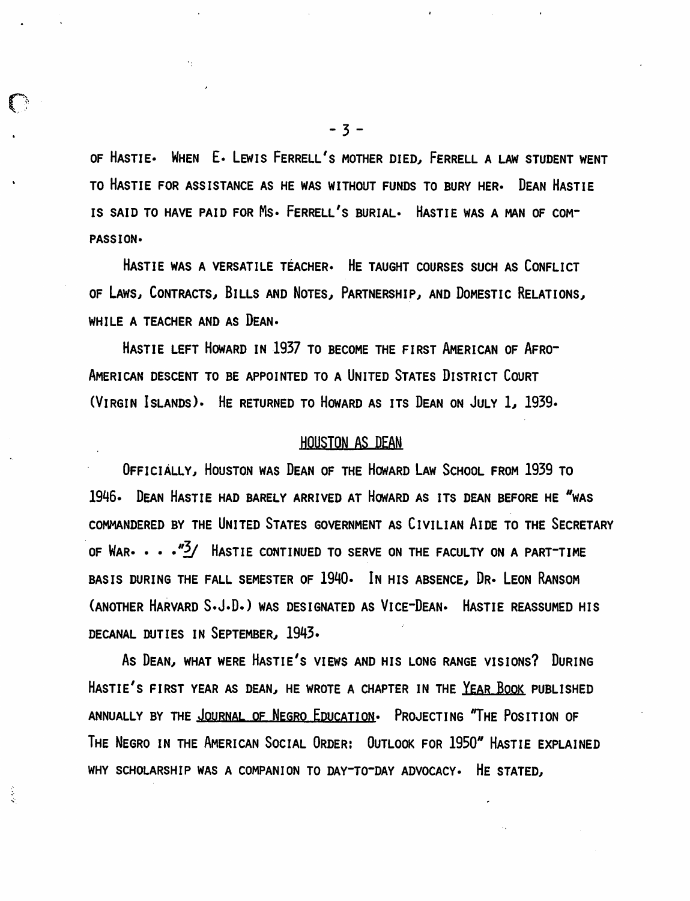of Hastie. When E. Lewis Ferrell's mother died, Ferrell a law student went to Hastie for assistance as he was without funds to bury her. Dean Hastie is said to have paid for Ms. Ferrell's burial. Hastie was a man of compassion.

Hastie was a versatile teacher. He taught courses such as Conflict of Laws, Contracts, Bills and Notes, Partnership, and Domestic Relations, while a teacher and as Dean.

Hastie left Howard in 1937 to become the first American of Afro-American descent to be appointed to a United States District Court (Virgin Islands). He returned to Howard as its Dean on July 1, 1939.

## HOUSTON AS DEAN

Officially, Houston was Dean of the Howard Law School from 1939 to 1946. Dean Hastie had barely arrived at Howard as its dean before he "was commandered by the United States government as Civilian Aide to the Secretary of War. . . ."[3/] Hastie continued to serve on the faculty on a part-time basis during the fall semester of 1940. In his absence, Dr. Leon Ransom (another Harvard S.J.D.) was designated as Vice-Dean. Hastie reassumed his decanal duties in September, 1943.

As Dean, what were Hastie's views and his long range visions? During Hastie's first year as dean, he wrote a chapter in the Year Book published annually by the Journal of Negro Education. Projecting "The Position of The Negro in the American Social Order: Outlook for 1950" Hastie explained why scholarship was a companion to day-to-day advocacy. He stated,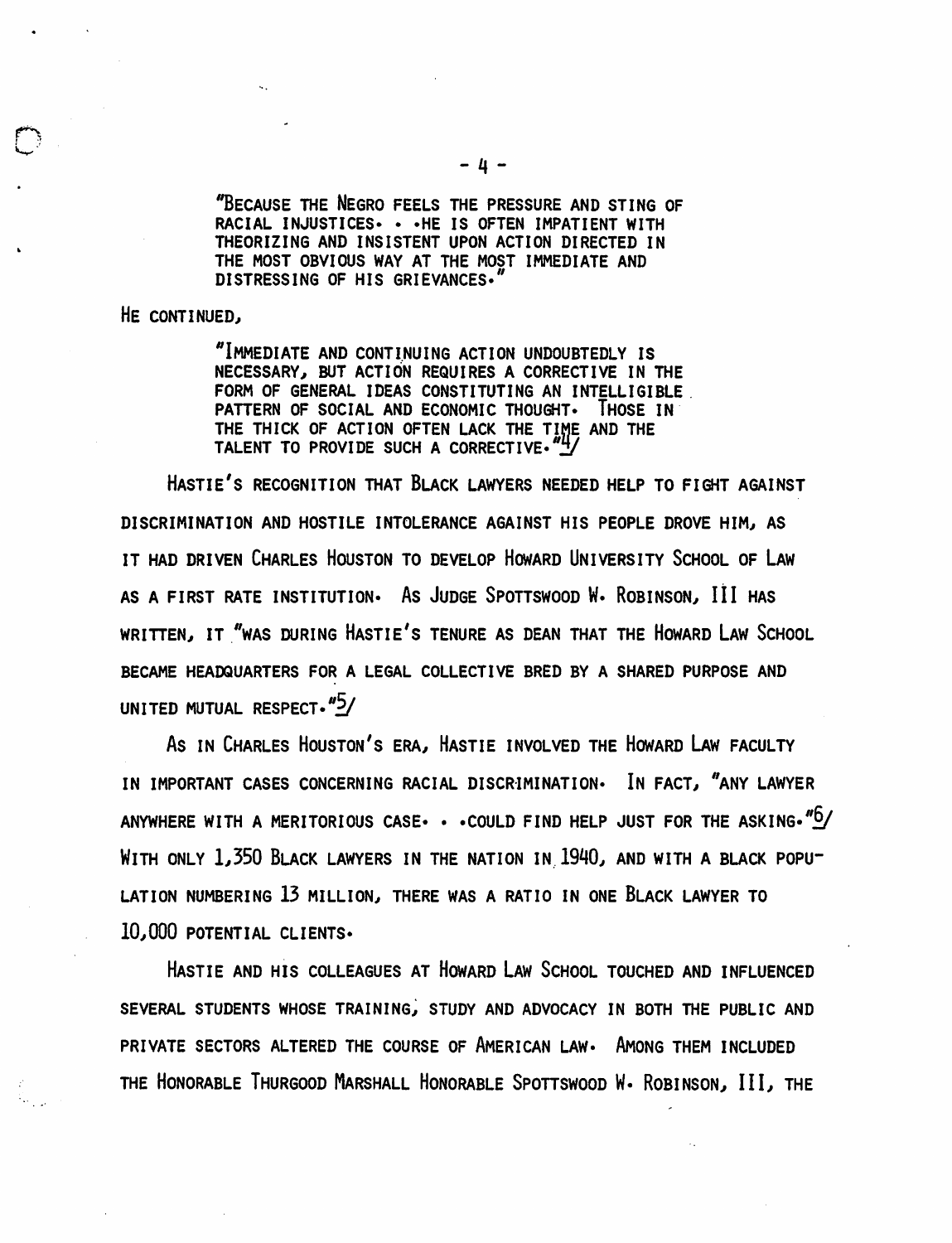> "Because the Negro feels the pressure and sting of racial injustices. . .he is often impatient with theorizing and insistent upon action directed in the most obvious way at the most immediate and distressing of his grievances."

He continued,

> "Immediate and continuing action undoubtedly is necessary, but action requires a corrective in the form of general ideas constituting an intelligible pattern of social and economic thought. Those in the thick of action often lack the time and the talent to provide such a corrective."[4]

Hastie's recognition that Black lawyers needed help to fight against discrimination and hostile intolerance against his people drove him, as it had driven Charles Houston to develop Howard University School of Law as a first rate institution. As Judge Spottswood W. Robinson, III has written, it "was during Hastie's tenure as dean that the Howard Law School became headquarters for a legal collective bred by a shared purpose and united mutual respect."[5]

As in Charles Houston's era, Hastie involved the Howard Law faculty in important cases concerning racial discrimination. In fact, "any lawyer anywhere with a meritorious case. . .could find help just for the asking."[6] With only 1,350 Black lawyers in the nation in 1940, and with a black population numbering 13 million, there was a ratio in one Black lawyer to 10,000 potential clients.

Hastie and his colleagues at Howard Law School touched and influenced several students whose training, study and advocacy in both the public and private sectors altered the course of American law. Among them included the Honorable Thurgood Marshall Honorable Spottswood W. Robinson, III, the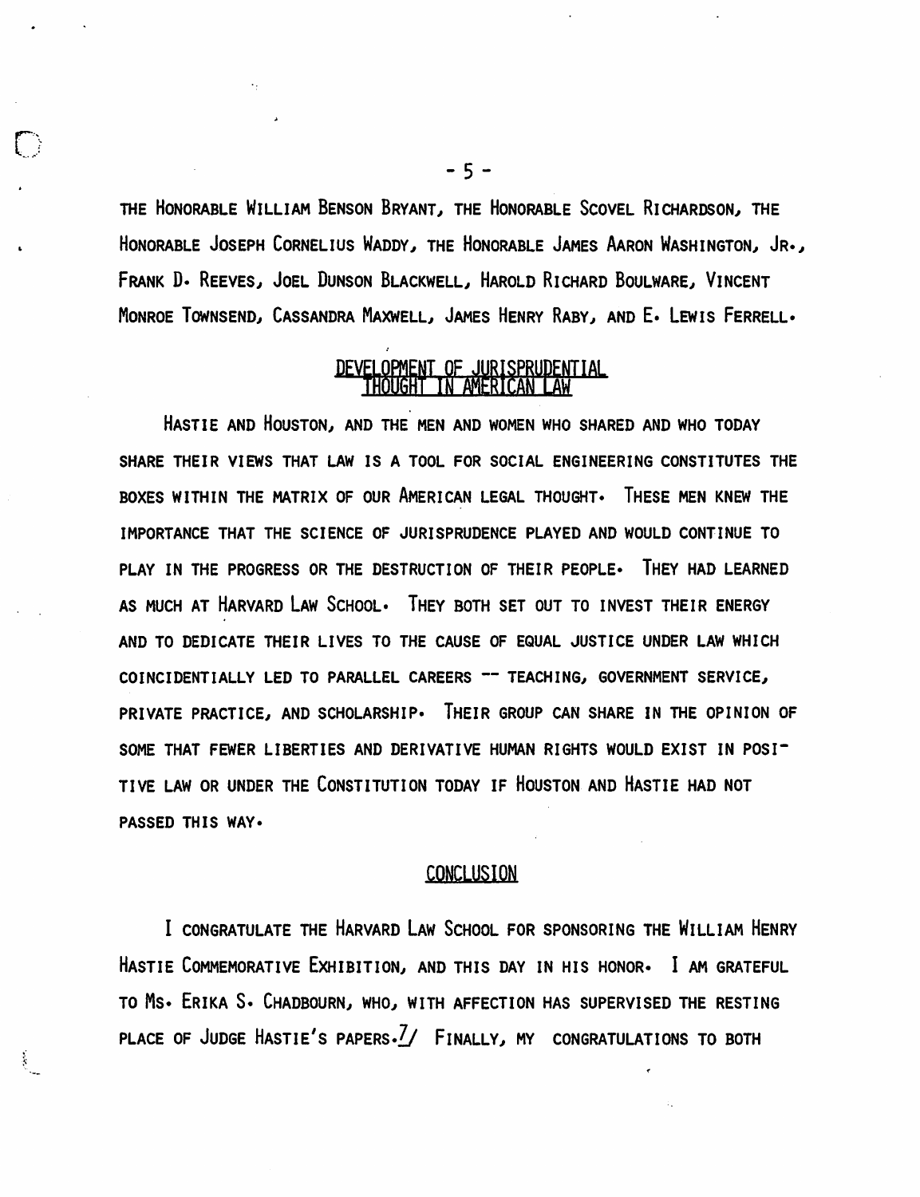THE HONORABLE WILLIAM BENSON BRYANT, THE HONORABLE SCOVEL RICHARDSON, THE HONORABLE JOSEPH CORNELIUS WADDY, THE HONORABLE JAMES AARON WASHINGTON, JR., FRANK D. REEVES, JOEL DUNSON BLACKWELL, HAROLD RICHARD BOULWARE, VINCENT MONROE TOWNSEND, CASSANDRA MAXWELL, JAMES HENRY RABY, AND E. LEWIS FERRELL.

## DEVELOPMENT OF JURISPRUDENTIAL THOUGHT IN AMERICAN LAW

HASTIE AND HOUSTON, AND THE MEN AND WOMEN WHO SHARED AND WHO TODAY SHARE THEIR VIEWS THAT LAW IS A TOOL FOR SOCIAL ENGINEERING CONSTITUTES THE BOXES WITHIN THE MATRIX OF OUR AMERICAN LEGAL THOUGHT. THESE MEN KNEW THE IMPORTANCE THAT THE SCIENCE OF JURISPRUDENCE PLAYED AND WOULD CONTINUE TO PLAY IN THE PROGRESS OR THE DESTRUCTION OF THEIR PEOPLE. THEY HAD LEARNED AS MUCH AT HARVARD LAW SCHOOL. THEY BOTH SET OUT TO INVEST THEIR ENERGY AND TO DEDICATE THEIR LIVES TO THE CAUSE OF EQUAL JUSTICE UNDER LAW WHICH COINCIDENTIALLY LED TO PARALLEL CAREERS -- TEACHING, GOVERNMENT SERVICE, PRIVATE PRACTICE, AND SCHOLARSHIP. THEIR GROUP CAN SHARE IN THE OPINION OF SOME THAT FEWER LIBERTIES AND DERIVATIVE HUMAN RIGHTS WOULD EXIST IN POSITIVE LAW OR UNDER THE CONSTITUTION TODAY IF HOUSTON AND HASTIE HAD NOT PASSED THIS WAY.

## CONCLUSION

I CONGRATULATE THE HARVARD LAW SCHOOL FOR SPONSORING THE WILLIAM HENRY HASTIE COMMEMORATIVE EXHIBITION, AND THIS DAY IN HIS HONOR. I AM GRATEFUL TO MS. ERIKA S. CHADBOURN, WHO, WITH AFFECTION HAS SUPERVISED THE RESTING PLACE OF JUDGE HASTIE'S PAPERS.[7] FINALLY, MY CONGRATULATIONS TO BOTH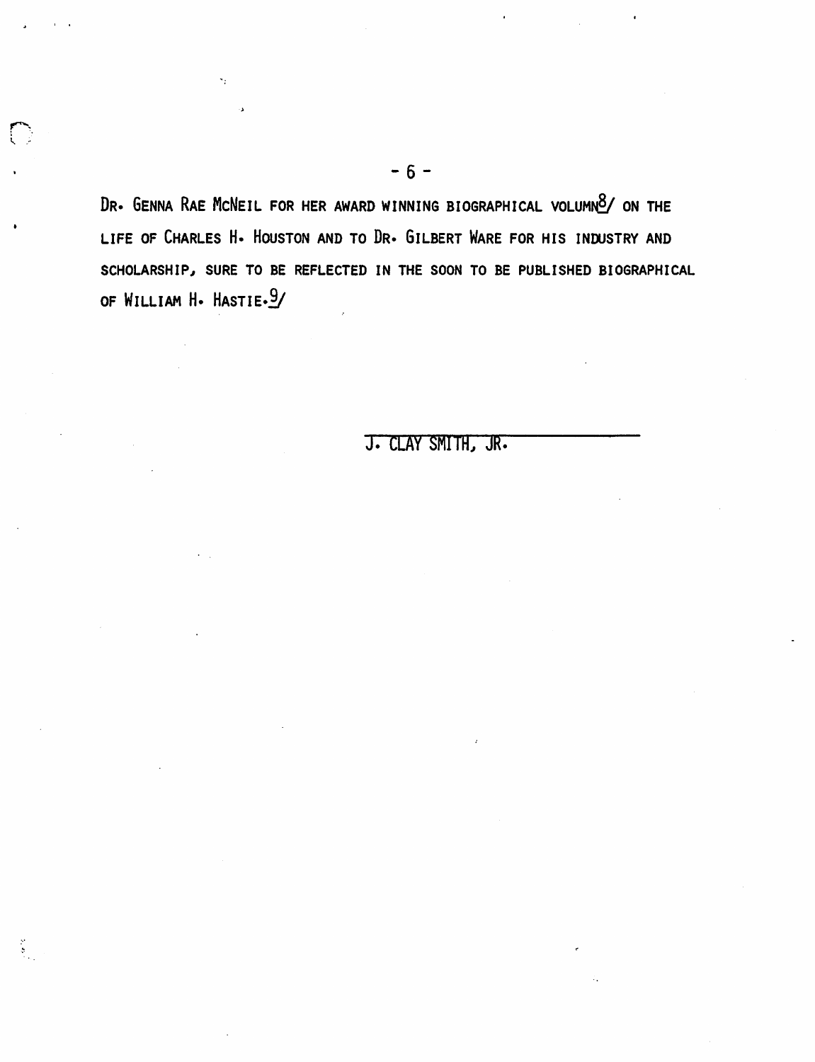Dr. Genna Rae McNeil for her award winning biographical volumn[8] on the life of Charles H. Houston and to Dr. Gilbert Ware for his industry and scholarship, sure to be reflected in the soon to be published biographical of William H. Hastie.[9]

J. Clay Smith, Jr.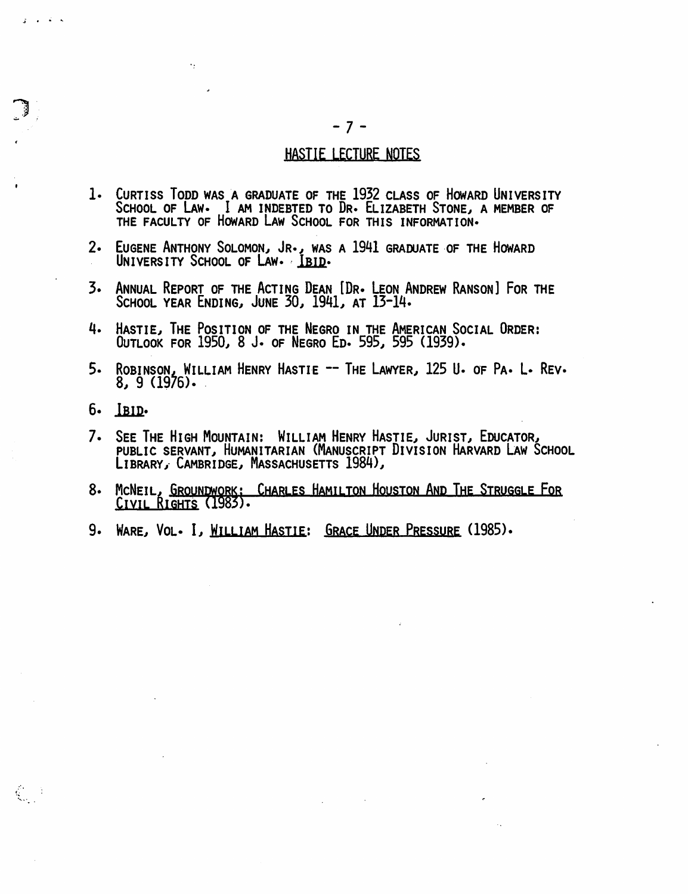## HASTIE LECTURE NOTES

1. Curtiss Todd was a graduate of the 1932 class of Howard University School of Law. I am indebted to Dr. Elizabeth Stone, a member of the faculty of Howard Law School for this information.

2. Eugene Anthony Solomon, Jr., was a 1941 graduate of the Howard University School of Law. Ibid.

3. Annual Report of the Acting Dean [Dr. Leon Andrew Ranson] For the School year Ending, June 30, 1941, at 13-14.

4. Hastie, The Position of the Negro in the American Social Order: Outlook for 1950, 8 J. of Negro Ed. 595, 595 (1939).

5. Robinson, William Henry Hastie -- The Lawyer, 125 U. of Pa. L. Rev. 8, 9 (1976).

6. Ibid.

7. See The High Mountain: William Henry Hastie, Jurist, Educator, public servant, Humanitarian (Manuscript Division Harvard Law School Library, Cambridge, Massachusetts 1984),

8. McNeil, Groundwork: Charles Hamilton Houston And The Struggle For Civil Rights (1983).

9. Ware, Vol. I, William Hastie: Grace Under Pressure (1985).